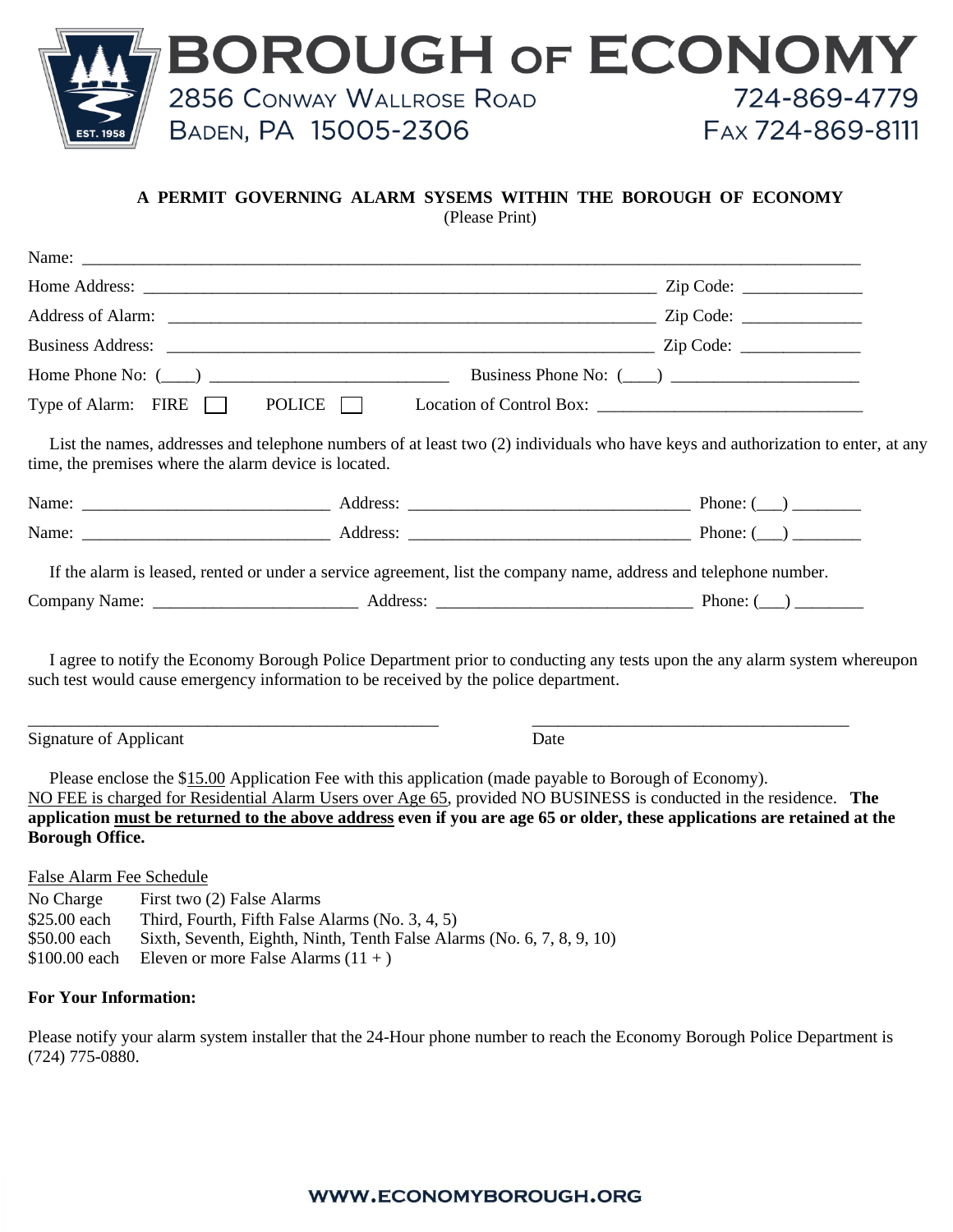# BOROUGH OF ECONOMY

2856 Conway Wallrose Road
Baden, PA 15005-2306

724-869-4779
Fax 724-869-8111

**A PERMIT GOVERNING ALARM SYSEMS WITHIN THE BOROUGH OF ECONOMY**
(Please Print)

Name: ______________________________________________________________________________

Home Address: _________________________________________________ Zip Code: ____________

Address of Alarm: ______________________________________________ Zip Code: ____________

Business Address: ______________________________________________ Zip Code: ____________

Home Phone No: (____) ________________________ Business Phone No: (____) ____________________

Type of Alarm: FIRE ☐ POLICE ☐ Location of Control Box: ___________________________

List the names, addresses and telephone numbers of at least two (2) individuals who have keys and authorization to enter, at any time, the premises where the alarm device is located.

Name: _________________________ Address: ____________________________ Phone: (___) ________

Name: _________________________ Address: ____________________________ Phone: (___) ________

If the alarm is leased, rented or under a service agreement, list the company name, address and telephone number.

Company Name: ____________________ Address: __________________________ Phone: (___) ________

I agree to notify the Economy Borough Police Department prior to conducting any tests upon the any alarm system whereupon such test would cause emergency information to be received by the police department.

_____________________________________________ ____________________________________

Signature of Applicant Date

Please enclose the $15.00 Application Fee with this application (made payable to Borough of Economy). NO FEE is charged for Residential Alarm Users over Age 65, provided NO BUSINESS is conducted in the residence. **The application must be returned to the above address even if you are age 65 or older, these applications are retained at the Borough Office.**

False Alarm Fee Schedule

| | |
|---|---|
| No Charge | First two (2) False Alarms |
| $25.00 each | Third, Fourth, Fifth False Alarms (No. 3, 4, 5) |
| $50.00 each | Sixth, Seventh, Eighth, Ninth, Tenth False Alarms (No. 6, 7, 8, 9, 10) |
| $100.00 each | Eleven or more False Alarms (11 + ) |

**For Your Information:**

Please notify your alarm system installer that the 24-Hour phone number to reach the Economy Borough Police Department is (724) 775-0880.

WWW.ECONOMYBOROUGH.ORG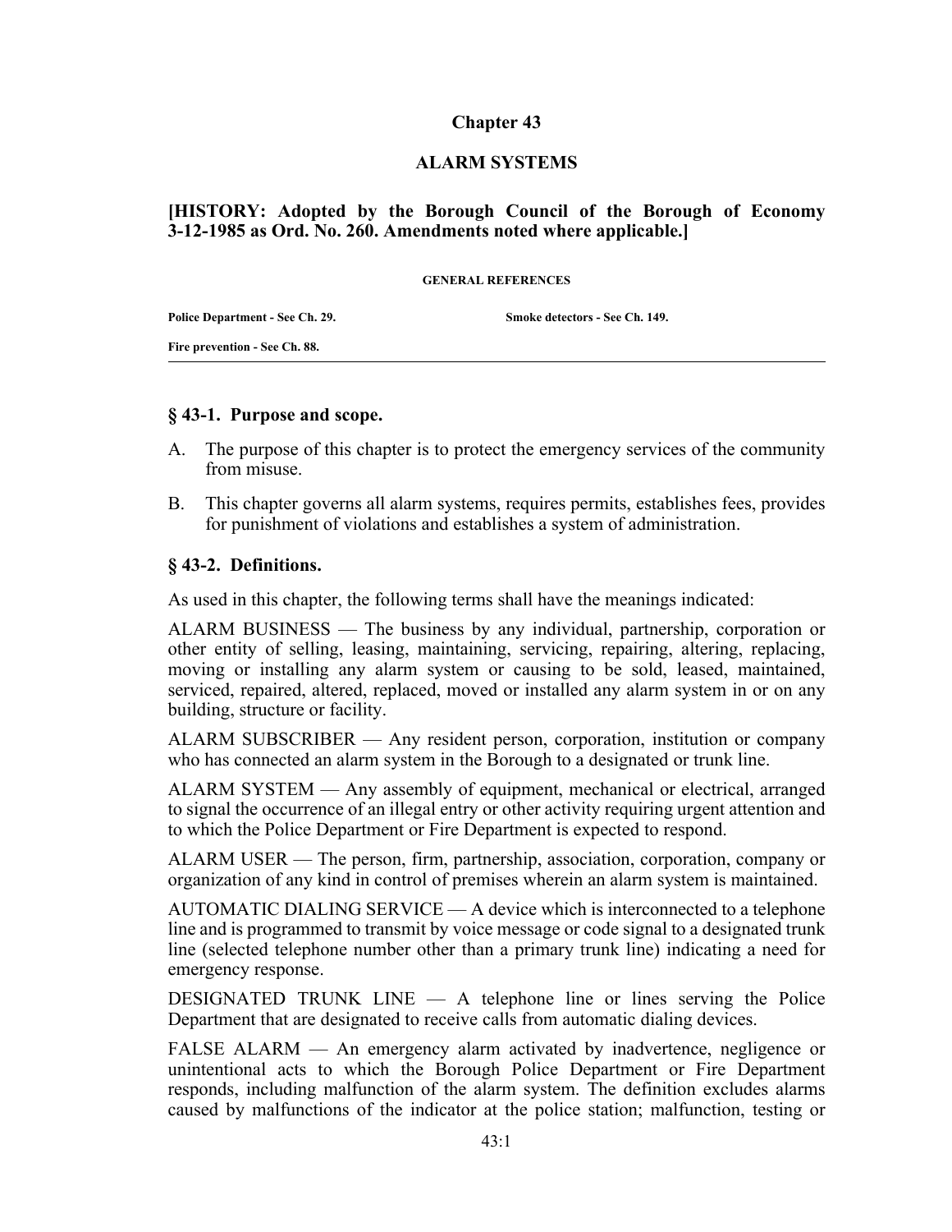# Chapter 43

## ALARM SYSTEMS

**[HISTORY: Adopted by the Borough Council of the Borough of Economy 3-12-1985 as Ord. No. 260. Amendments noted where applicable.]**

**GENERAL REFERENCES**

| | |
|---|---|
| **Police Department - See Ch. 29.** | **Smoke detectors - See Ch. 149.** |
| **Fire prevention - See Ch. 88.** | |

### § 43-1. Purpose and scope.

A. The purpose of this chapter is to protect the emergency services of the community from misuse.

B. This chapter governs all alarm systems, requires permits, establishes fees, provides for punishment of violations and establishes a system of administration.

### § 43-2. Definitions.

As used in this chapter, the following terms shall have the meanings indicated:

ALARM BUSINESS — The business by any individual, partnership, corporation or other entity of selling, leasing, maintaining, servicing, repairing, altering, replacing, moving or installing any alarm system or causing to be sold, leased, maintained, serviced, repaired, altered, replaced, moved or installed any alarm system in or on any building, structure or facility.

ALARM SUBSCRIBER — Any resident person, corporation, institution or company who has connected an alarm system in the Borough to a designated or trunk line.

ALARM SYSTEM — Any assembly of equipment, mechanical or electrical, arranged to signal the occurrence of an illegal entry or other activity requiring urgent attention and to which the Police Department or Fire Department is expected to respond.

ALARM USER — The person, firm, partnership, association, corporation, company or organization of any kind in control of premises wherein an alarm system is maintained.

AUTOMATIC DIALING SERVICE — A device which is interconnected to a telephone line and is programmed to transmit by voice message or code signal to a designated trunk line (selected telephone number other than a primary trunk line) indicating a need for emergency response.

DESIGNATED TRUNK LINE — A telephone line or lines serving the Police Department that are designated to receive calls from automatic dialing devices.

FALSE ALARM — An emergency alarm activated by inadvertence, negligence or unintentional acts to which the Borough Police Department or Fire Department responds, including malfunction of the alarm system. The definition excludes alarms caused by malfunctions of the indicator at the police station; malfunction, testing or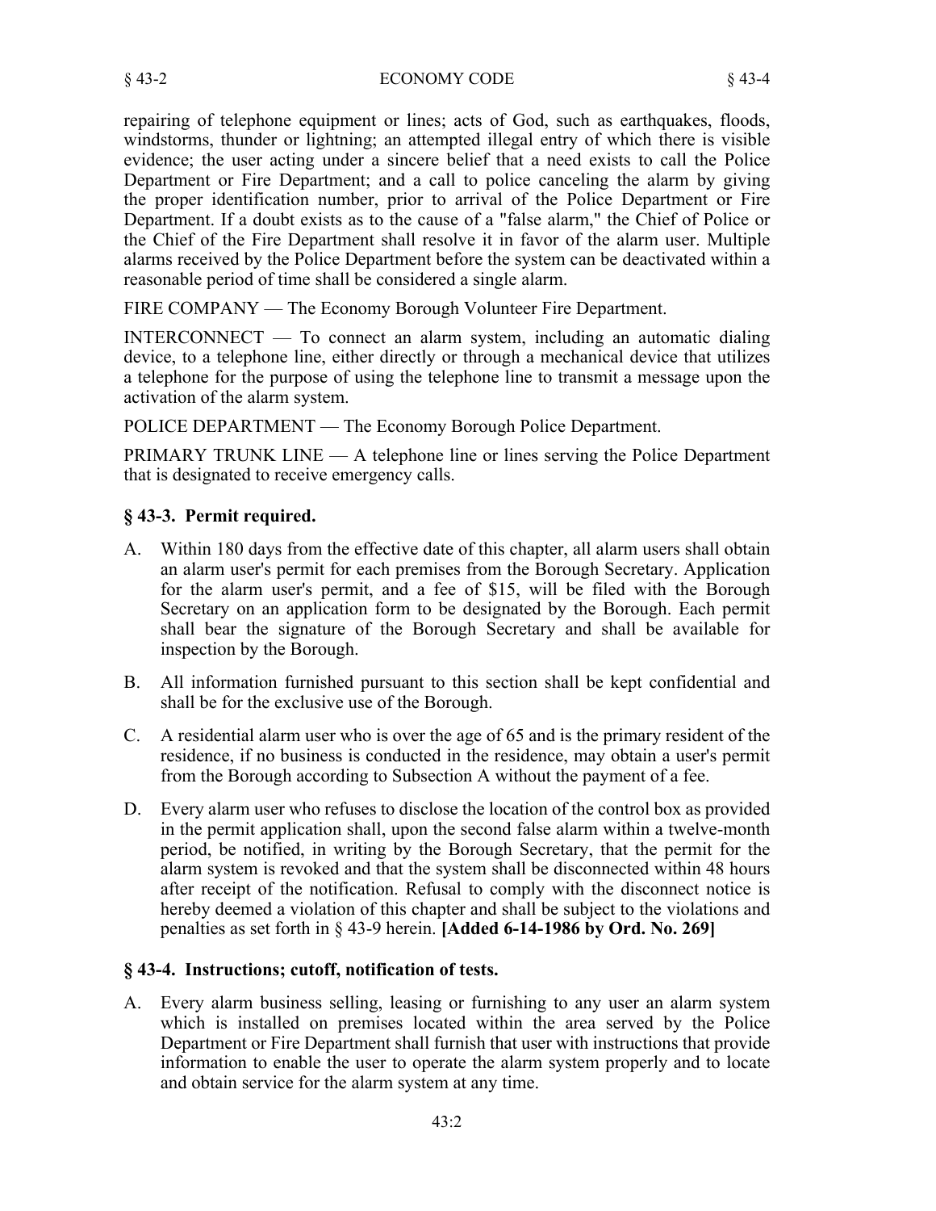repairing of telephone equipment or lines; acts of God, such as earthquakes, floods, windstorms, thunder or lightning; an attempted illegal entry of which there is visible evidence; the user acting under a sincere belief that a need exists to call the Police Department or Fire Department; and a call to police canceling the alarm by giving the proper identification number, prior to arrival of the Police Department or Fire Department. If a doubt exists as to the cause of a "false alarm," the Chief of Police or the Chief of the Fire Department shall resolve it in favor of the alarm user. Multiple alarms received by the Police Department before the system can be deactivated within a reasonable period of time shall be considered a single alarm.

FIRE COMPANY — The Economy Borough Volunteer Fire Department.

INTERCONNECT — To connect an alarm system, including an automatic dialing device, to a telephone line, either directly or through a mechanical device that utilizes a telephone for the purpose of using the telephone line to transmit a message upon the activation of the alarm system.

POLICE DEPARTMENT — The Economy Borough Police Department.

PRIMARY TRUNK LINE — A telephone line or lines serving the Police Department that is designated to receive emergency calls.

## § 43-3. Permit required.

A. Within 180 days from the effective date of this chapter, all alarm users shall obtain an alarm user's permit for each premises from the Borough Secretary. Application for the alarm user's permit, and a fee of $15, will be filed with the Borough Secretary on an application form to be designated by the Borough. Each permit shall bear the signature of the Borough Secretary and shall be available for inspection by the Borough.

B. All information furnished pursuant to this section shall be kept confidential and shall be for the exclusive use of the Borough.

C. A residential alarm user who is over the age of 65 and is the primary resident of the residence, if no business is conducted in the residence, may obtain a user's permit from the Borough according to Subsection A without the payment of a fee.

D. Every alarm user who refuses to disclose the location of the control box as provided in the permit application shall, upon the second false alarm within a twelve-month period, be notified, in writing by the Borough Secretary, that the permit for the alarm system is revoked and that the system shall be disconnected within 48 hours after receipt of the notification. Refusal to comply with the disconnect notice is hereby deemed a violation of this chapter and shall be subject to the violations and penalties as set forth in § 43-9 herein. **[Added 6-14-1986 by Ord. No. 269]**

## § 43-4. Instructions; cutoff, notification of tests.

A. Every alarm business selling, leasing or furnishing to any user an alarm system which is installed on premises located within the area served by the Police Department or Fire Department shall furnish that user with instructions that provide information to enable the user to operate the alarm system properly and to locate and obtain service for the alarm system at any time.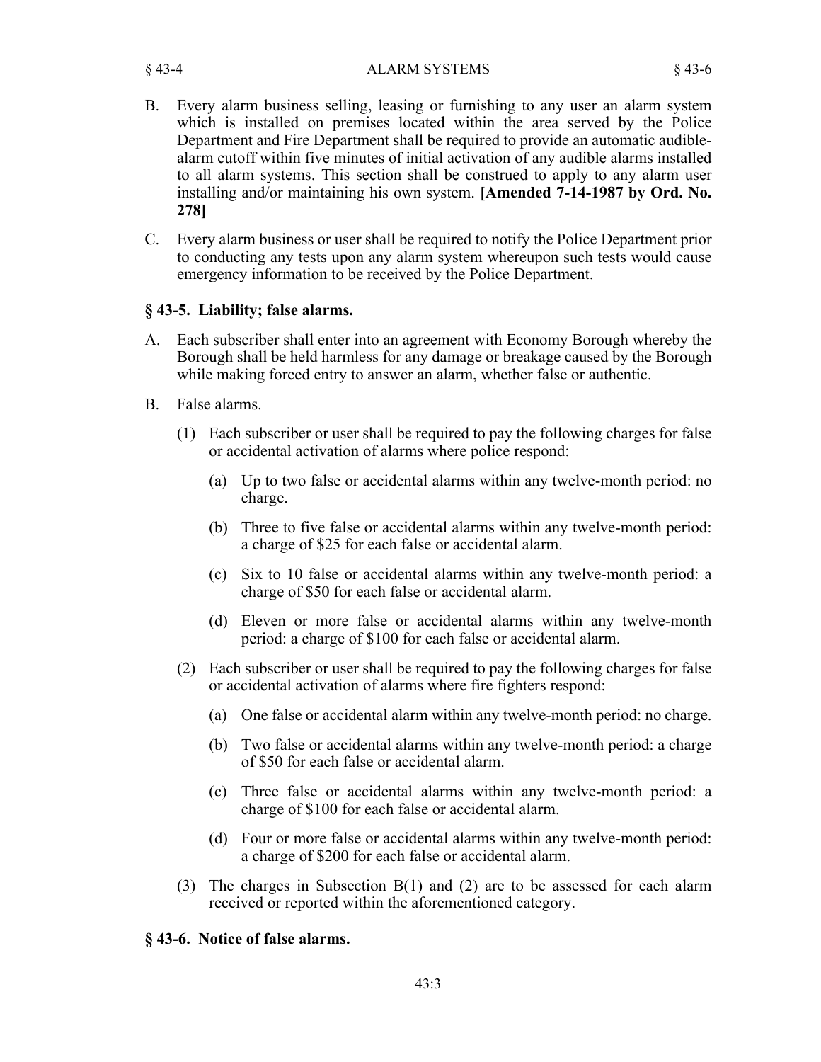B. Every alarm business selling, leasing or furnishing to any user an alarm system which is installed on premises located within the area served by the Police Department and Fire Department shall be required to provide an automatic audible-alarm cutoff within five minutes of initial activation of any audible alarms installed to all alarm systems. This section shall be construed to apply to any alarm user installing and/or maintaining his own system. **[Amended 7-14-1987 by Ord. No. 278]**

C. Every alarm business or user shall be required to notify the Police Department prior to conducting any tests upon any alarm system whereupon such tests would cause emergency information to be received by the Police Department.

### § 43-5. Liability; false alarms.

A. Each subscriber shall enter into an agreement with Economy Borough whereby the Borough shall be held harmless for any damage or breakage caused by the Borough while making forced entry to answer an alarm, whether false or authentic.

B. False alarms.

  (1) Each subscriber or user shall be required to pay the following charges for false or accidental activation of alarms where police respond:

    (a) Up to two false or accidental alarms within any twelve-month period: no charge.

    (b) Three to five false or accidental alarms within any twelve-month period: a charge of $25 for each false or accidental alarm.

    (c) Six to 10 false or accidental alarms within any twelve-month period: a charge of $50 for each false or accidental alarm.

    (d) Eleven or more false or accidental alarms within any twelve-month period: a charge of $100 for each false or accidental alarm.

  (2) Each subscriber or user shall be required to pay the following charges for false or accidental activation of alarms where fire fighters respond:

    (a) One false or accidental alarm within any twelve-month period: no charge.

    (b) Two false or accidental alarms within any twelve-month period: a charge of $50 for each false or accidental alarm.

    (c) Three false or accidental alarms within any twelve-month period: a charge of $100 for each false or accidental alarm.

    (d) Four or more false or accidental alarms within any twelve-month period: a charge of $200 for each false or accidental alarm.

  (3) The charges in Subsection B(1) and (2) are to be assessed for each alarm received or reported within the aforementioned category.

### § 43-6. Notice of false alarms.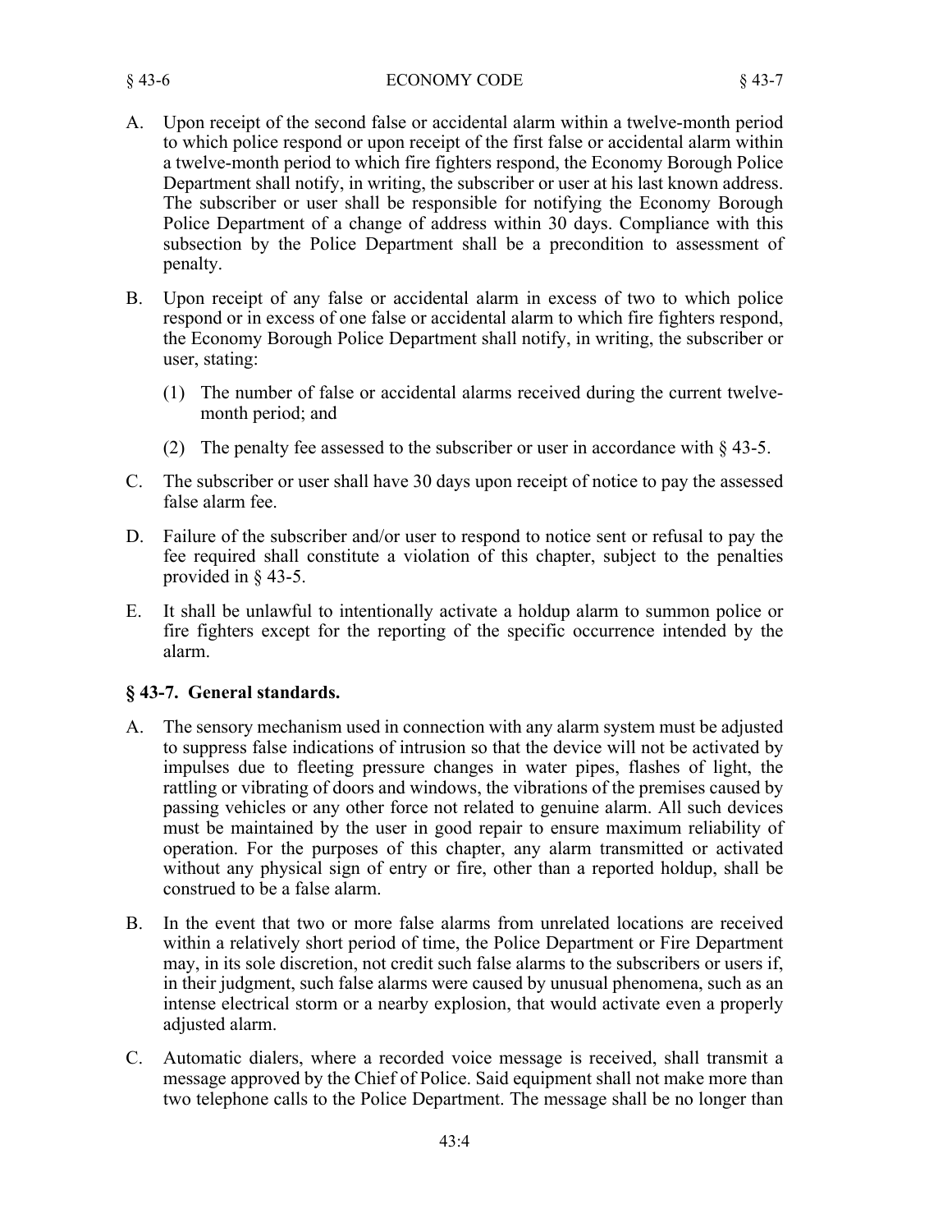A. Upon receipt of the second false or accidental alarm within a twelve-month period to which police respond or upon receipt of the first false or accidental alarm within a twelve-month period to which fire fighters respond, the Economy Borough Police Department shall notify, in writing, the subscriber or user at his last known address. The subscriber or user shall be responsible for notifying the Economy Borough Police Department of a change of address within 30 days. Compliance with this subsection by the Police Department shall be a precondition to assessment of penalty.

B. Upon receipt of any false or accidental alarm in excess of two to which police respond or in excess of one false or accidental alarm to which fire fighters respond, the Economy Borough Police Department shall notify, in writing, the subscriber or user, stating:

   (1) The number of false or accidental alarms received during the current twelve-month period; and

   (2) The penalty fee assessed to the subscriber or user in accordance with § 43-5.

C. The subscriber or user shall have 30 days upon receipt of notice to pay the assessed false alarm fee.

D. Failure of the subscriber and/or user to respond to notice sent or refusal to pay the fee required shall constitute a violation of this chapter, subject to the penalties provided in § 43-5.

E. It shall be unlawful to intentionally activate a holdup alarm to summon police or fire fighters except for the reporting of the specific occurrence intended by the alarm.

## § 43-7. General standards.

A. The sensory mechanism used in connection with any alarm system must be adjusted to suppress false indications of intrusion so that the device will not be activated by impulses due to fleeting pressure changes in water pipes, flashes of light, the rattling or vibrating of doors and windows, the vibrations of the premises caused by passing vehicles or any other force not related to genuine alarm. All such devices must be maintained by the user in good repair to ensure maximum reliability of operation. For the purposes of this chapter, any alarm transmitted or activated without any physical sign of entry or fire, other than a reported holdup, shall be construed to be a false alarm.

B. In the event that two or more false alarms from unrelated locations are received within a relatively short period of time, the Police Department or Fire Department may, in its sole discretion, not credit such false alarms to the subscribers or users if, in their judgment, such false alarms were caused by unusual phenomena, such as an intense electrical storm or a nearby explosion, that would activate even a properly adjusted alarm.

C. Automatic dialers, where a recorded voice message is received, shall transmit a message approved by the Chief of Police. Said equipment shall not make more than two telephone calls to the Police Department. The message shall be no longer than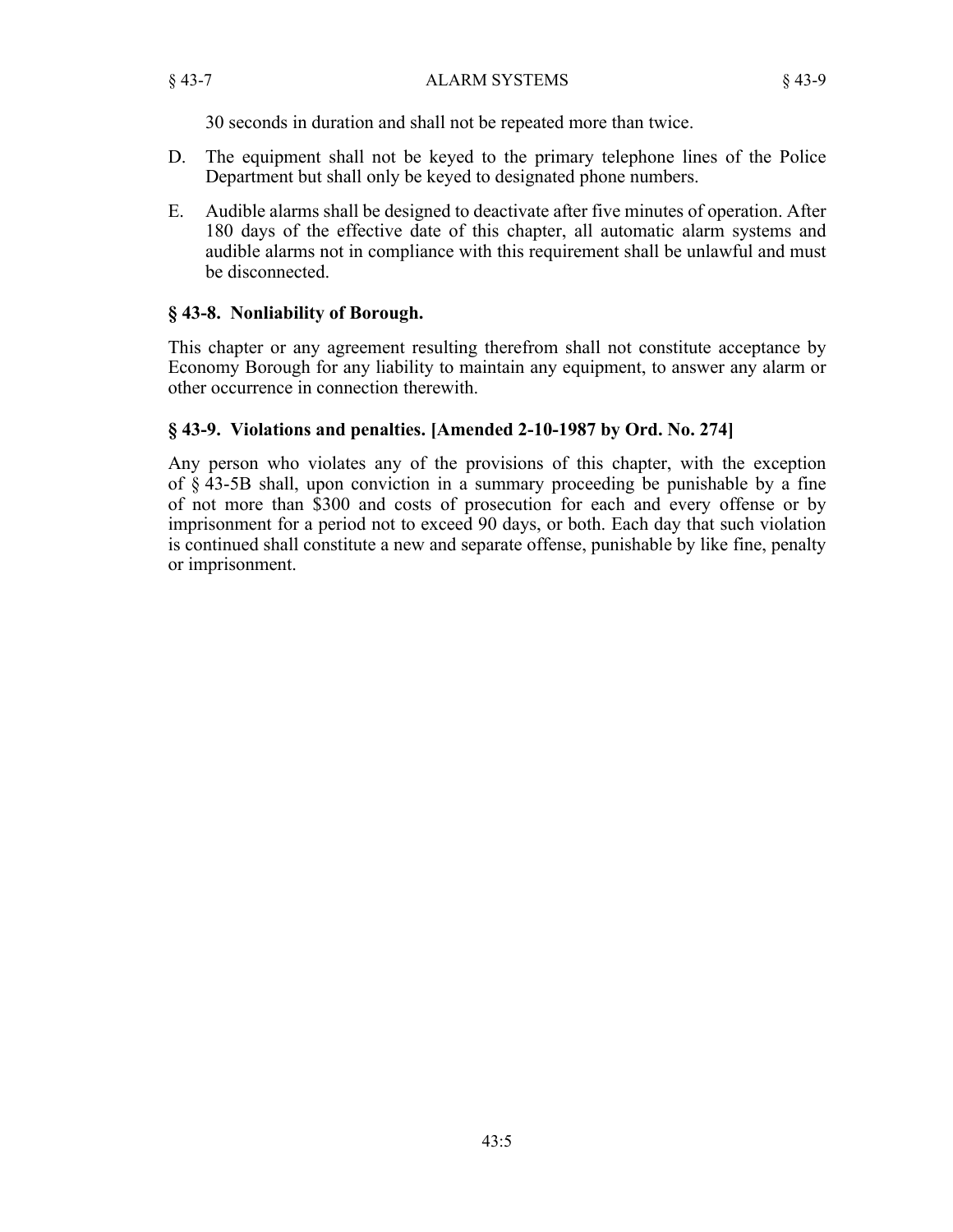30 seconds in duration and shall not be repeated more than twice.

D. The equipment shall not be keyed to the primary telephone lines of the Police Department but shall only be keyed to designated phone numbers.

E. Audible alarms shall be designed to deactivate after five minutes of operation. After 180 days of the effective date of this chapter, all automatic alarm systems and audible alarms not in compliance with this requirement shall be unlawful and must be disconnected.

### § 43-8. Nonliability of Borough.

This chapter or any agreement resulting therefrom shall not constitute acceptance by Economy Borough for any liability to maintain any equipment, to answer any alarm or other occurrence in connection therewith.

### § 43-9. Violations and penalties. [Amended 2-10-1987 by Ord. No. 274]

Any person who violates any of the provisions of this chapter, with the exception of § 43-5B shall, upon conviction in a summary proceeding be punishable by a fine of not more than $300 and costs of prosecution for each and every offense or by imprisonment for a period not to exceed 90 days, or both. Each day that such violation is continued shall constitute a new and separate offense, punishable by like fine, penalty or imprisonment.